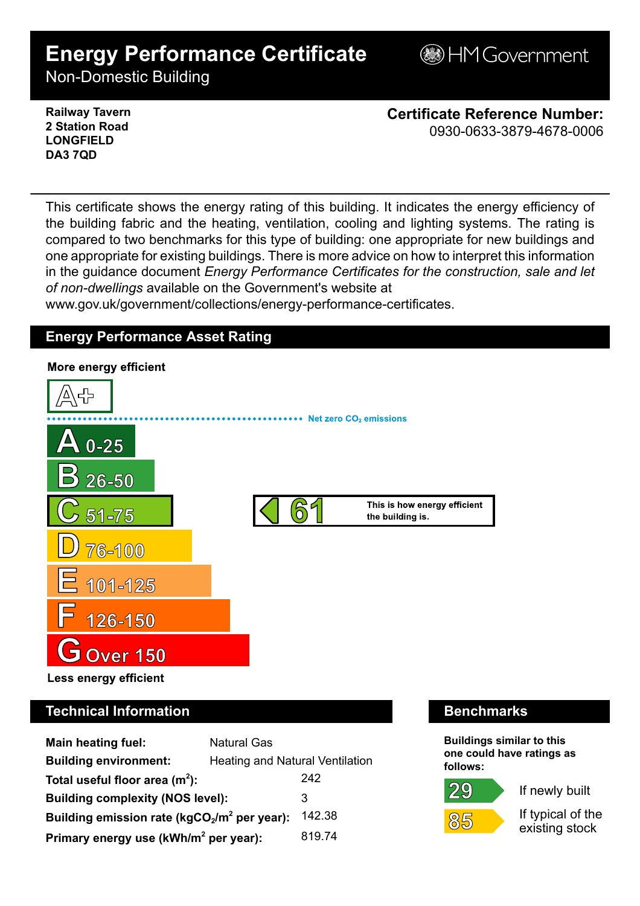# Energy Performance Certificate

Non-Domestic Building

HM Government

**Railway Tavern**
**2 Station Road**
**LONGFIELD**
**DA3 7QD**

**Certificate Reference Number:**
0930-0633-3879-4678-0006

This certificate shows the energy rating of this building. It indicates the energy efficiency of the building fabric and the heating, ventilation, cooling and lighting systems. The rating is compared to two benchmarks for this type of building: one appropriate for new buildings and one appropriate for existing buildings. There is more advice on how to interpret this information in the guidance document *Energy Performance Certificates for the construction, sale and let of non-dwellings* available on the Government's website at www.gov.uk/government/collections/energy-performance-certificates.

## Energy Performance Asset Rating

**More energy efficient**

- A+
- Net zero $CO_2$ emissions
- A 0-25
- B 26-50
- C 51-75
- D 76-100
- E 101-125
- F 126-150
- G Over 150

**Less energy efficient**

**61** (C) — This is how energy efficient the building is.

## Technical Information

| | |
|---|---|
| **Main heating fuel:** | Natural Gas |
| **Building environment:** | Heating and Natural Ventilation |
| **Total useful floor area ($m^2$):** | 242 |
| **Building complexity (NOS level):** | 3 |
| **Building emission rate ($kgCO_2/m^2$ per year):** | 142.38 |
| **Primary energy use ($kWh/m^2$ per year):** | 819.74 |

## Benchmarks

**Buildings similar to this one could have ratings as follows:**

- **29** If newly built
- **85** If typical of the existing stock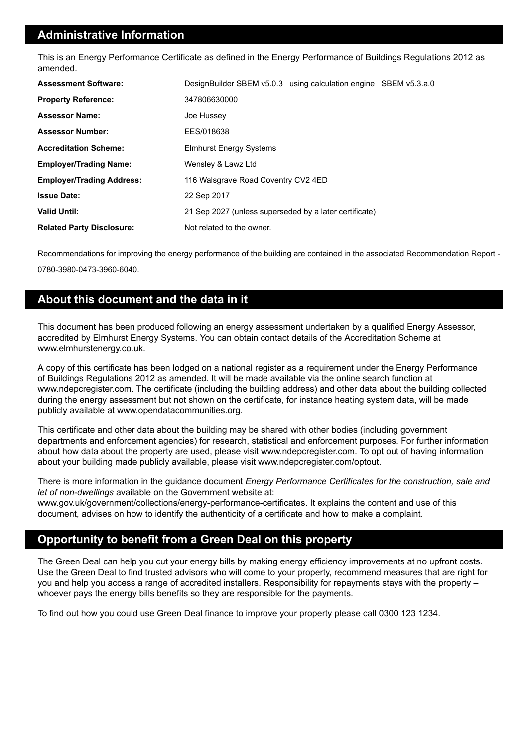## Administrative Information

This is an Energy Performance Certificate as defined in the Energy Performance of Buildings Regulations 2012 as amended.

| | |
|---|---|
| **Assessment Software:** | DesignBuilder SBEM v5.0.3 using calculation engine SBEM v5.3.a.0 |
| **Property Reference:** | 347806630000 |
| **Assessor Name:** | Joe Hussey |
| **Assessor Number:** | EES/018638 |
| **Accreditation Scheme:** | Elmhurst Energy Systems |
| **Employer/Trading Name:** | Wensley & Lawz Ltd |
| **Employer/Trading Address:** | 116 Walsgrave Road Coventry CV2 4ED |
| **Issue Date:** | 22 Sep 2017 |
| **Valid Until:** | 21 Sep 2027 (unless superseded by a later certificate) |
| **Related Party Disclosure:** | Not related to the owner. |

Recommendations for improving the energy performance of the building are contained in the associated Recommendation Report - 0780-3980-0473-3960-6040.

## About this document and the data in it

This document has been produced following an energy assessment undertaken by a qualified Energy Assessor, accredited by Elmhurst Energy Systems. You can obtain contact details of the Accreditation Scheme at www.elmhurstenergy.co.uk.

A copy of this certificate has been lodged on a national register as a requirement under the Energy Performance of Buildings Regulations 2012 as amended. It will be made available via the online search function at www.ndepcregister.com. The certificate (including the building address) and other data about the building collected during the energy assessment but not shown on the certificate, for instance heating system data, will be made publicly available at www.opendatacommunities.org.

This certificate and other data about the building may be shared with other bodies (including government departments and enforcement agencies) for research, statistical and enforcement purposes. For further information about how data about the property are used, please visit www.ndepcregister.com. To opt out of having information about your building made publicly available, please visit www.ndepcregister.com/optout.

There is more information in the guidance document *Energy Performance Certificates for the construction, sale and let of non-dwellings* available on the Government website at: www.gov.uk/government/collections/energy-performance-certificates. It explains the content and use of this document, advises on how to identify the authenticity of a certificate and how to make a complaint.

## Opportunity to benefit from a Green Deal on this property

The Green Deal can help you cut your energy bills by making energy efficiency improvements at no upfront costs. Use the Green Deal to find trusted advisors who will come to your property, recommend measures that are right for you and help you access a range of accredited installers. Responsibility for repayments stays with the property – whoever pays the energy bills benefits so they are responsible for the payments.

To find out how you could use Green Deal finance to improve your property please call 0300 123 1234.